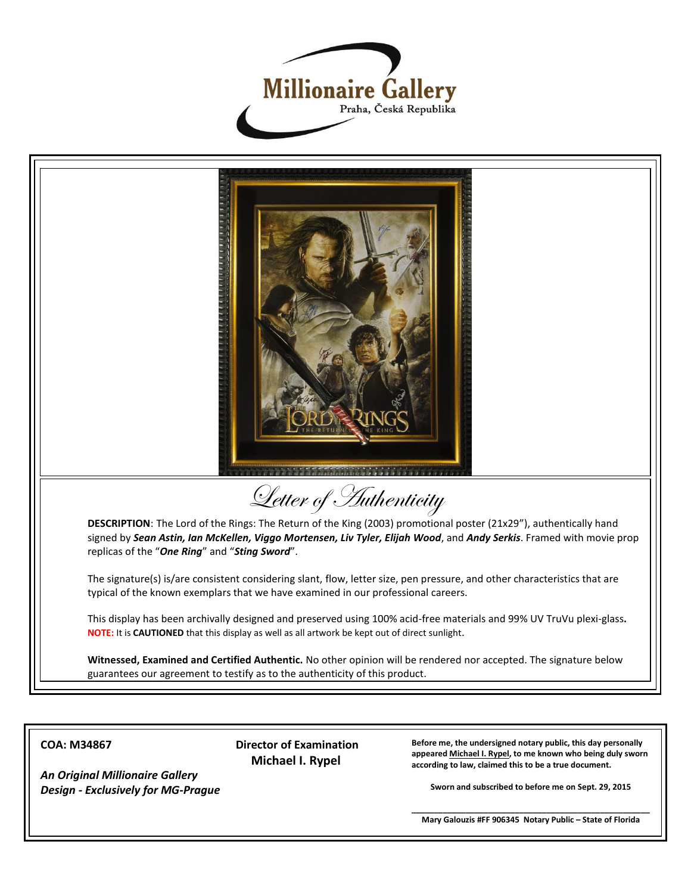# Millionaire Gallery

Praha, Česká Republika

## Letter of Authenticity

**DESCRIPTION**: The Lord of the Rings: The Return of the King (2003) promotional poster (21x29"), authentically hand signed by ***Sean Astin, Ian McKellen, Viggo Mortensen, Liv Tyler, Elijah Wood***, and ***Andy Serkis***. Framed with movie prop replicas of the "***One Ring***" and "***Sting Sword***".

The signature(s) is/are consistent considering slant, flow, letter size, pen pressure, and other characteristics that are typical of the known exemplars that we have examined in our professional careers.

This display has been archivally designed and preserved using 100% acid-free materials and 99% UV TruVu plexi-glass**.**
**NOTE:** It is **CAUTIONED** that this display as well as all artwork be kept out of direct sunlight.

**Witnessed, Examined and Certified Authentic.** No other opinion will be rendered nor accepted. The signature below guarantees our agreement to testify as to the authenticity of this product.

**COA: M34867**

***An Original Millionaire Gallery Design - Exclusively for MG-Prague***

**Director of Examination**
**Michael I. Rypel**

**Before me, the undersigned notary public, this day personally appeared Michael I. Rypel, to me known who being duly sworn according to law, claimed this to be a true document.**

**Sworn and subscribed to before me on Sept. 29, 2015**

______________________________________________

**Mary Galouzis #FF 906345 Notary Public – State of Florida**